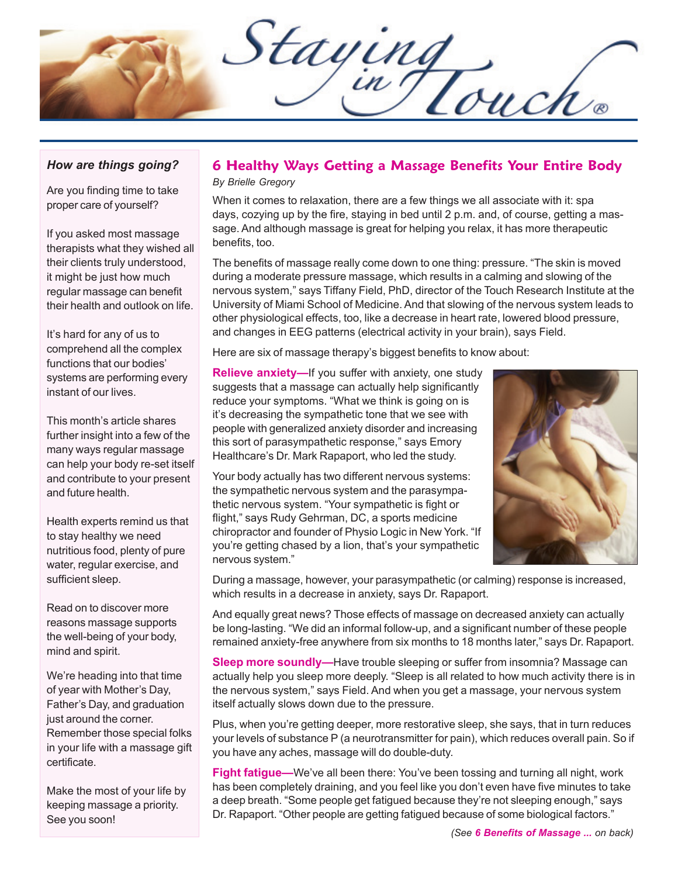# Staying in Touch®

### How are things going?

Are you finding time to take proper care of yourself?

If you asked most massage therapists what they wished all their clients truly understood, it might be just how much regular massage can benefit their health and outlook on life.

It's hard for any of us to comprehend all the complex functions that our bodies' systems are performing every instant of our lives.

This month's article shares further insight into a few of the many ways regular massage can help your body re-set itself and contribute to your present and future health.

Health experts remind us that to stay healthy we need nutritious food, plenty of pure water, regular exercise, and sufficient sleep.

Read on to discover more reasons massage supports the well-being of your body, mind and spirit.

We're heading into that time of year with Mother's Day, Father's Day, and graduation just around the corner. Remember those special folks in your life with a massage gift certificate.

Make the most of your life by keeping massage a priority. See you soon!

## 6 Healthy Ways Getting a Massage Benefits Your Entire Body

*By Brielle Gregory*

When it comes to relaxation, there are a few things we all associate with it: spa days, cozying up by the fire, staying in bed until 2 p.m. and, of course, getting a massage. And although massage is great for helping you relax, it has more therapeutic benefits, too.

The benefits of massage really come down to one thing: pressure. "The skin is moved during a moderate pressure massage, which results in a calming and slowing of the nervous system," says Tiffany Field, PhD, director of the Touch Research Institute at the University of Miami School of Medicine. And that slowing of the nervous system leads to other physiological effects, too, like a decrease in heart rate, lowered blood pressure, and changes in EEG patterns (electrical activity in your brain), says Field.

Here are six of massage therapy's biggest benefits to know about:

**Relieve anxiety—**If you suffer with anxiety, one study suggests that a massage can actually help significantly reduce your symptoms. "What we think is going on is it's decreasing the sympathetic tone that we see with people with generalized anxiety disorder and increasing this sort of parasympathetic response," says Emory Healthcare's Dr. Mark Rapaport, who led the study.

Your body actually has two different nervous systems: the sympathetic nervous system and the parasympathetic nervous system. "Your sympathetic is fight or flight," says Rudy Gehrman, DC, a sports medicine chiropractor and founder of Physio Logic in New York. "If you're getting chased by a lion, that's your sympathetic nervous system."

During a massage, however, your parasympathetic (or calming) response is increased, which results in a decrease in anxiety, says Dr. Rapaport.

And equally great news? Those effects of massage on decreased anxiety can actually be long-lasting. "We did an informal follow-up, and a significant number of these people remained anxiety-free anywhere from six months to 18 months later," says Dr. Rapaport.

**Sleep more soundly—**Have trouble sleeping or suffer from insomnia? Massage can actually help you sleep more deeply. "Sleep is all related to how much activity there is in the nervous system," says Field. And when you get a massage, your nervous system itself actually slows down due to the pressure.

Plus, when you're getting deeper, more restorative sleep, she says, that in turn reduces your levels of substance P (a neurotransmitter for pain), which reduces overall pain. So if you have any aches, massage will do double-duty.

**Fight fatigue—**We've all been there: You've been tossing and turning all night, work has been completely draining, and you feel like you don't even have five minutes to take a deep breath. "Some people get fatigued because they're not sleeping enough," says Dr. Rapaport. "Other people are getting fatigued because of some biological factors."

*(See **6 Benefits of Massage ...** on back)*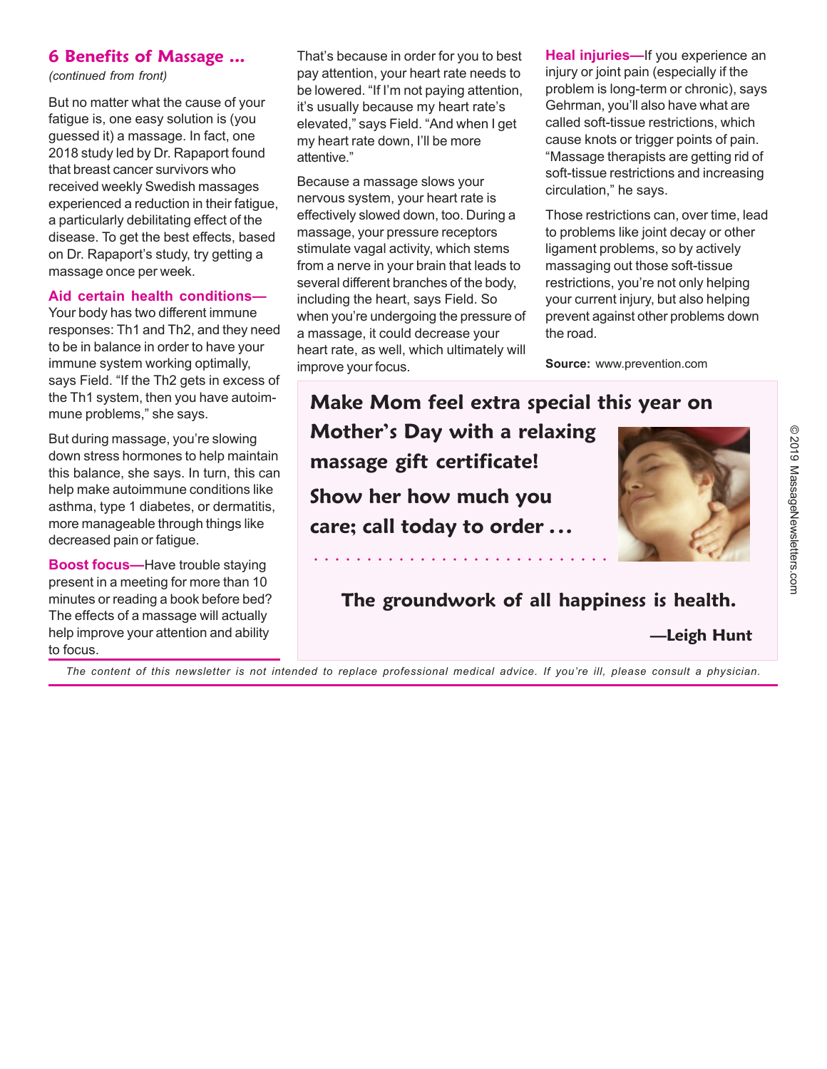## 6 Benefits of Massage ...

*(continued from front)*

But no matter what the cause of your fatigue is, one easy solution is (you guessed it) a massage. In fact, one 2018 study led by Dr. Rapaport found that breast cancer survivors who received weekly Swedish massages experienced a reduction in their fatigue, a particularly debilitating effect of the disease. To get the best effects, based on Dr. Rapaport's study, try getting a massage once per week.

**Aid certain health conditions—** Your body has two different immune responses: Th1 and Th2, and they need to be in balance in order to have your immune system working optimally, says Field. "If the Th2 gets in excess of the Th1 system, then you have autoimmune problems," she says.

But during massage, you're slowing down stress hormones to help maintain this balance, she says. In turn, this can help make autoimmune conditions like asthma, type 1 diabetes, or dermatitis, more manageable through things like decreased pain or fatigue.

**Boost focus—**Have trouble staying present in a meeting for more than 10 minutes or reading a book before bed? The effects of a massage will actually help improve your attention and ability to focus.

That's because in order for you to best pay attention, your heart rate needs to be lowered. "If I'm not paying attention, it's usually because my heart rate's elevated," says Field. "And when I get my heart rate down, I'll be more attentive."

Because a massage slows your nervous system, your heart rate is effectively slowed down, too. During a massage, your pressure receptors stimulate vagal activity, which stems from a nerve in your brain that leads to several different branches of the body, including the heart, says Field. So when you're undergoing the pressure of a massage, it could decrease your heart rate, as well, which ultimately will improve your focus.

**Heal injuries—**If you experience an injury or joint pain (especially if the problem is long-term or chronic), says Gehrman, you'll also have what are called soft-tissue restrictions, which cause knots or trigger points of pain. "Massage therapists are getting rid of soft-tissue restrictions and increasing circulation," he says.

Those restrictions can, over time, lead to problems like joint decay or other ligament problems, so by actively massaging out those soft-tissue restrictions, you're not only helping your current injury, but also helping prevent against other problems down the road.

**Source:** www.prevention.com

**Make Mom feel extra special this year on Mother's Day with a relaxing massage gift certificate!**

**Show her how much you care; call today to order . . .**

**The groundwork of all happiness is health.**

**—Leigh Hunt**

*The content of this newsletter is not intended to replace professional medical advice. If you're ill, please consult a physician.*

© 2019 MassageNewsletters.com